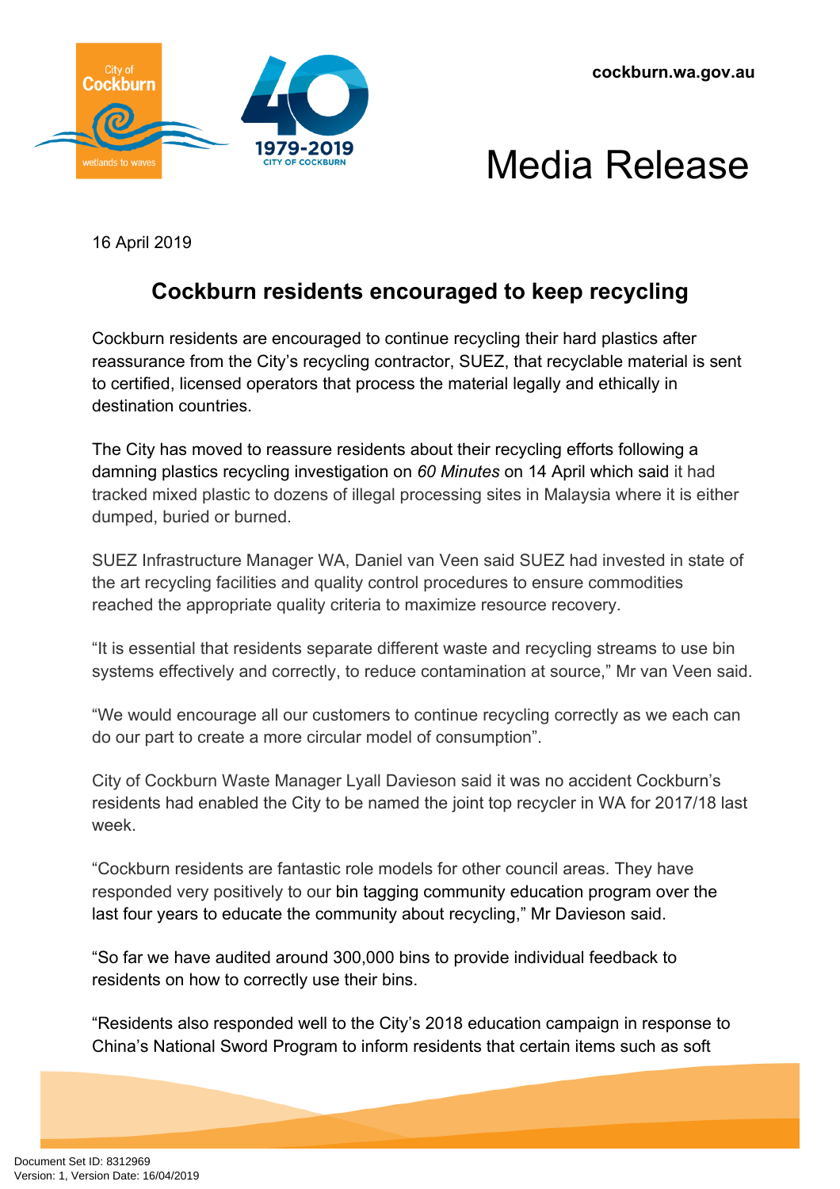cockburn.wa.gov.au

# Media Release

16 April 2019

## Cockburn residents encouraged to keep recycling

Cockburn residents are encouraged to continue recycling their hard plastics after reassurance from the City's recycling contractor, SUEZ, that recyclable material is sent to certified, licensed operators that process the material legally and ethically in destination countries.

The City has moved to reassure residents about their recycling efforts following a damning plastics recycling investigation on *60 Minutes* on 14 April which said it had tracked mixed plastic to dozens of illegal processing sites in Malaysia where it is either dumped, buried or burned.

SUEZ Infrastructure Manager WA, Daniel van Veen said SUEZ had invested in state of the art recycling facilities and quality control procedures to ensure commodities reached the appropriate quality criteria to maximize resource recovery.

"It is essential that residents separate different waste and recycling streams to use bin systems effectively and correctly, to reduce contamination at source," Mr van Veen said.

"We would encourage all our customers to continue recycling correctly as we each can do our part to create a more circular model of consumption".

City of Cockburn Waste Manager Lyall Davieson said it was no accident Cockburn's residents had enabled the City to be named the joint top recycler in WA for 2017/18 last week.

"Cockburn residents are fantastic role models for other council areas. They have responded very positively to our bin tagging community education program over the last four years to educate the community about recycling," Mr Davieson said.

"So far we have audited around 300,000 bins to provide individual feedback to residents on how to correctly use their bins.

"Residents also responded well to the City's 2018 education campaign in response to China's National Sword Program to inform residents that certain items such as soft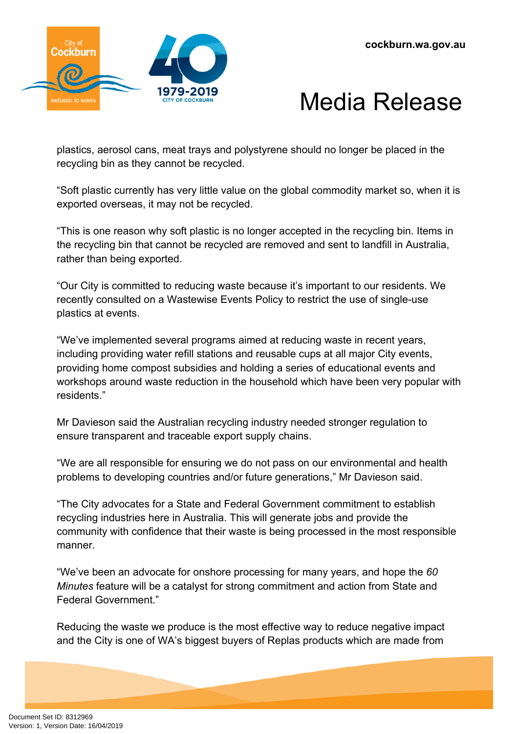plastics, aerosol cans, meat trays and polystyrene should no longer be placed in the recycling bin as they cannot be recycled.

"Soft plastic currently has very little value on the global commodity market so, when it is exported overseas, it may not be recycled.

"This is one reason why soft plastic is no longer accepted in the recycling bin. Items in the recycling bin that cannot be recycled are removed and sent to landfill in Australia, rather than being exported.

"Our City is committed to reducing waste because it's important to our residents. We recently consulted on a Wastewise Events Policy to restrict the use of single-use plastics at events.

"We've implemented several programs aimed at reducing waste in recent years, including providing water refill stations and reusable cups at all major City events, providing home compost subsidies and holding a series of educational events and workshops around waste reduction in the household which have been very popular with residents."

Mr Davieson said the Australian recycling industry needed stronger regulation to ensure transparent and traceable export supply chains.

"We are all responsible for ensuring we do not pass on our environmental and health problems to developing countries and/or future generations," Mr Davieson said.

"The City advocates for a State and Federal Government commitment to establish recycling industries here in Australia. This will generate jobs and provide the community with confidence that their waste is being processed in the most responsible manner.

"We've been an advocate for onshore processing for many years, and hope the *60 Minutes* feature will be a catalyst for strong commitment and action from State and Federal Government."

Reducing the waste we produce is the most effective way to reduce negative impact and the City is one of WA's biggest buyers of Replas products which are made from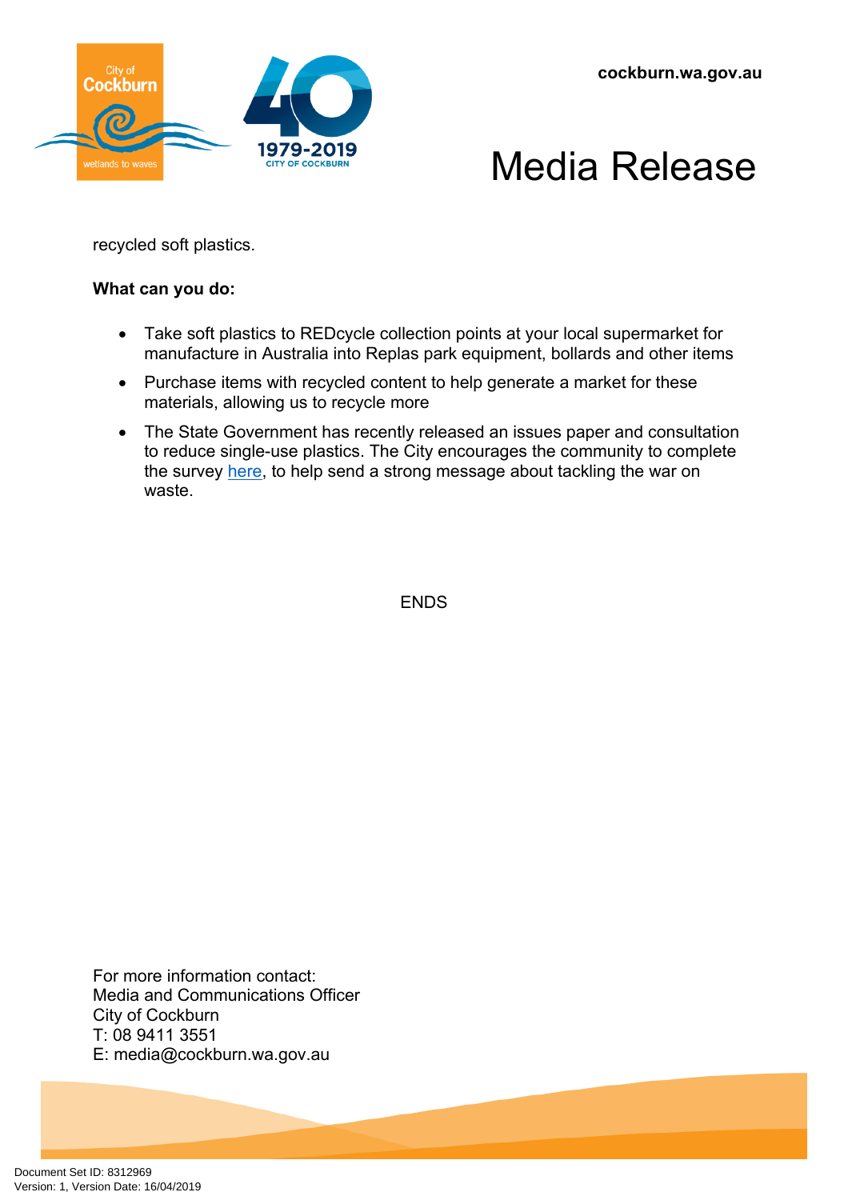recycled soft plastics.

**What can you do:**

- Take soft plastics to REDcycle collection points at your local supermarket for manufacture in Australia into Replas park equipment, bollards and other items
- Purchase items with recycled content to help generate a market for these materials, allowing us to recycle more
- The State Government has recently released an issues paper and consultation to reduce single-use plastics. The City encourages the community to complete the survey here, to help send a strong message about tackling the war on waste.

ENDS

For more information contact:
Media and Communications Officer
City of Cockburn
T: 08 9411 3551
E: media@cockburn.wa.gov.au